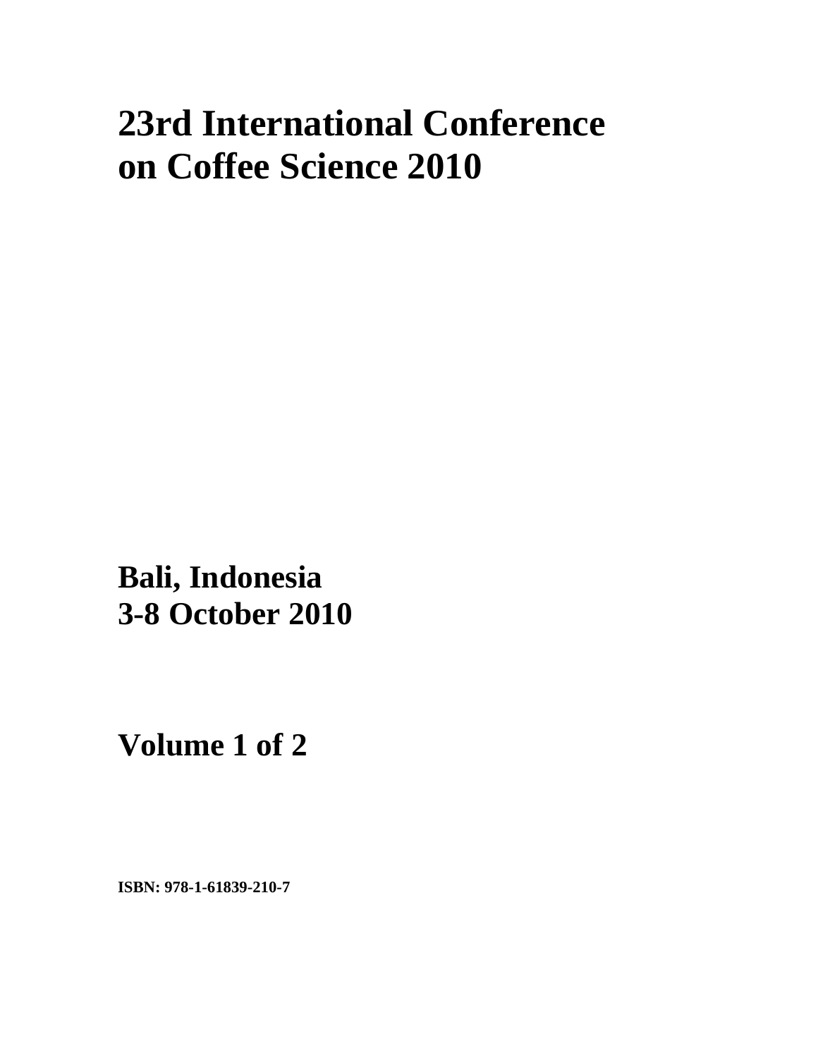# 23rd International Conference on Coffee Science 2010

**Bali, Indonesia**
**3-8 October 2010**

**Volume 1 of 2**

**ISBN: 978-1-61839-210-7**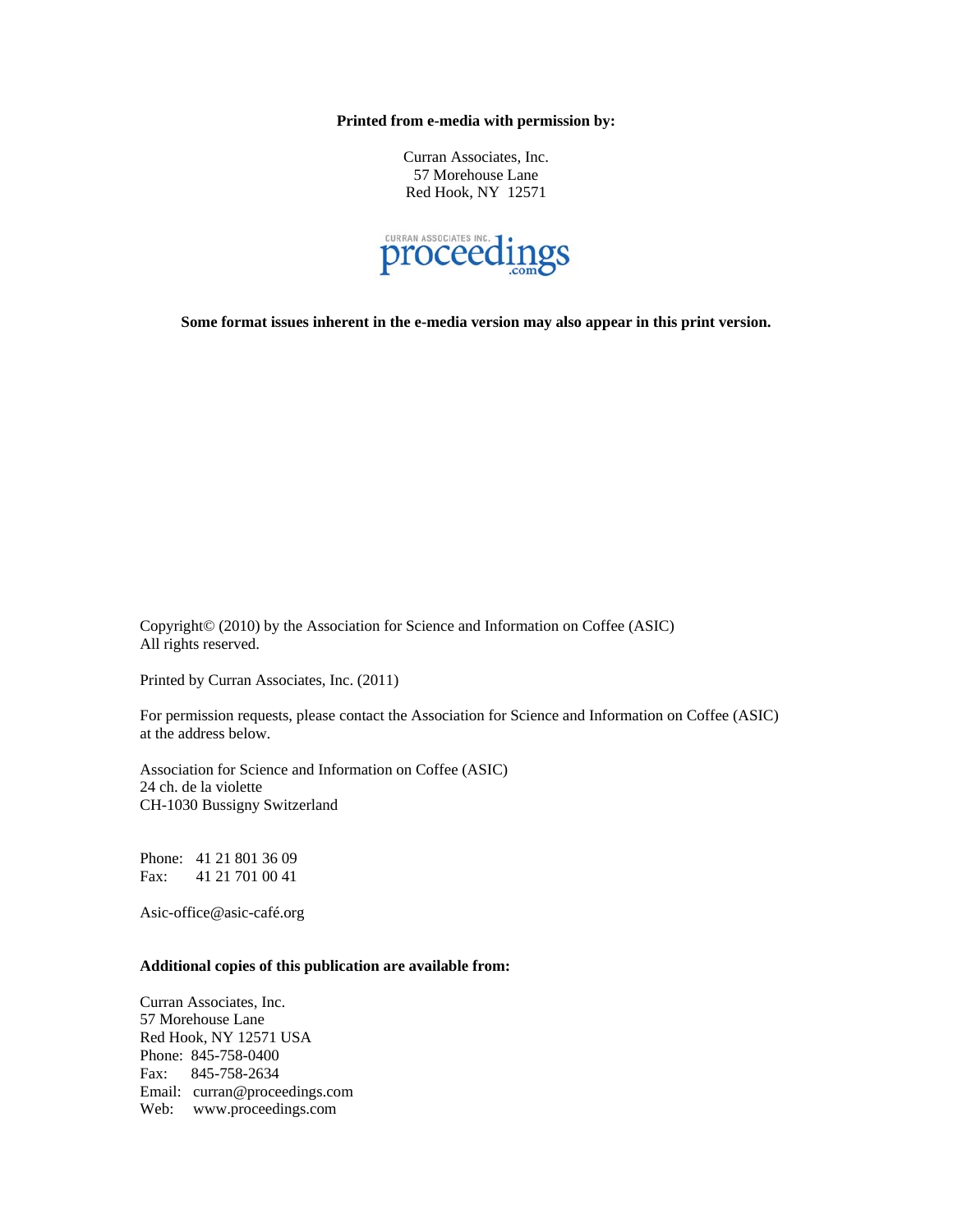**Printed from e-media with permission by:**

Curran Associates, Inc.
57 Morehouse Lane
Red Hook, NY 12571

CURRAN ASSOCIATES INC. proceedings.com

**Some format issues inherent in the e-media version may also appear in this print version.**

Copyright© (2010) by the Association for Science and Information on Coffee (ASIC)
All rights reserved.

Printed by Curran Associates, Inc. (2011)

For permission requests, please contact the Association for Science and Information on Coffee (ASIC) at the address below.

Association for Science and Information on Coffee (ASIC)
24 ch. de la violette
CH-1030 Bussigny Switzerland

Phone: 41 21 801 36 09
Fax: 41 21 701 00 41

Asic-office@asic-café.org

**Additional copies of this publication are available from:**

Curran Associates, Inc.
57 Morehouse Lane
Red Hook, NY 12571 USA
Phone: 845-758-0400
Fax: 845-758-2634
Email: curran@proceedings.com
Web: www.proceedings.com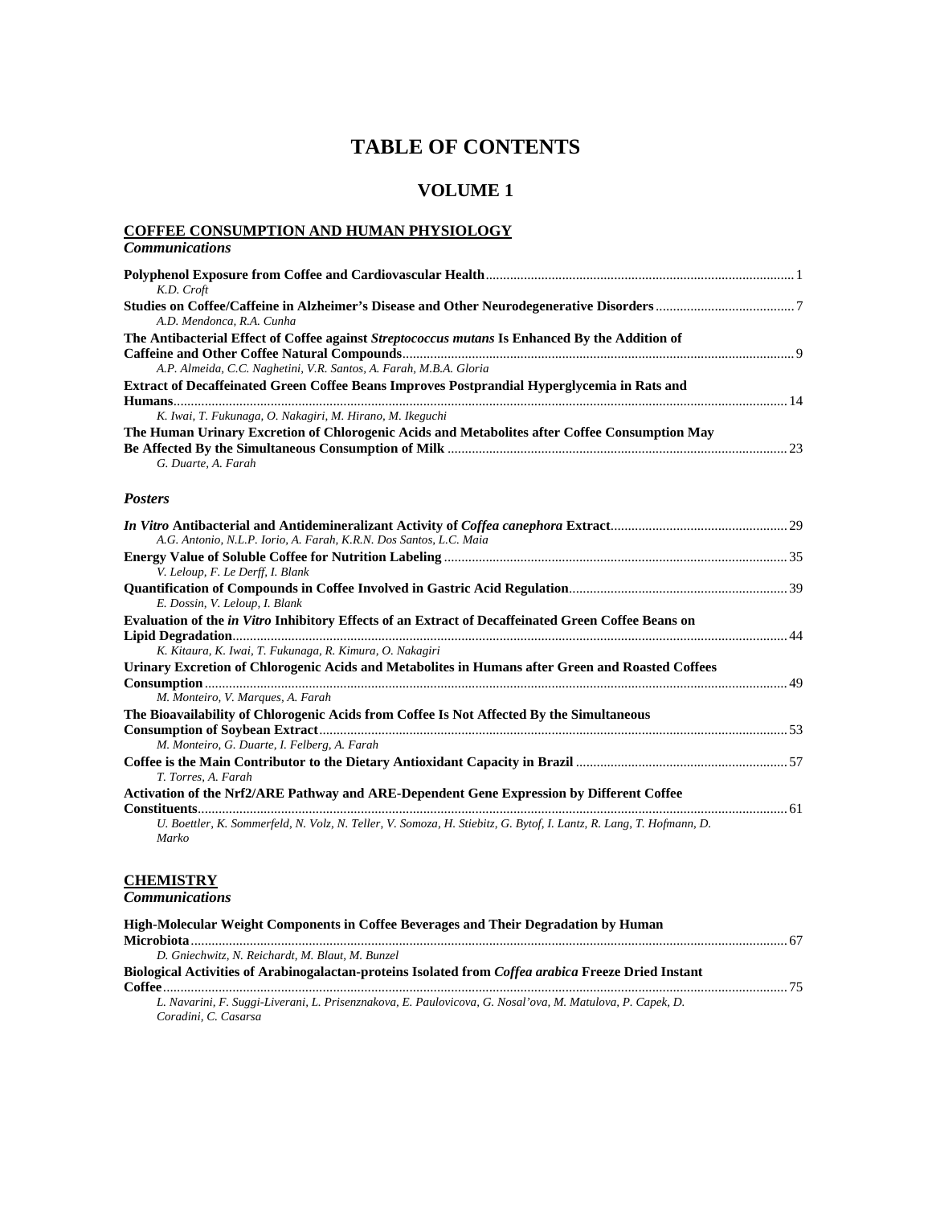# TABLE OF CONTENTS

## VOLUME 1

### COFFEE CONSUMPTION AND HUMAN PHYSIOLOGY

#### *Communications*

**Polyphenol Exposure from Coffee and Cardiovascular Health** ........ 1
*K.D. Croft*

**Studies on Coffee/Caffeine in Alzheimer's Disease and Other Neurodegenerative Disorders** ........ 7
*A.D. Mendonca, R.A. Cunha*

**The Antibacterial Effect of Coffee against *Streptococcus mutans* Is Enhanced By the Addition of Caffeine and Other Coffee Natural Compounds** ........ 9
*A.P. Almeida, C.C. Naghetini, V.R. Santos, A. Farah, M.B.A. Gloria*

**Extract of Decaffeinated Green Coffee Beans Improves Postprandial Hyperglycemia in Rats and Humans** ........ 14
*K. Iwai, T. Fukunaga, O. Nakagiri, M. Hirano, M. Ikeguchi*

**The Human Urinary Excretion of Chlorogenic Acids and Metabolites after Coffee Consumption May Be Affected By the Simultaneous Consumption of Milk** ........ 23
*G. Duarte, A. Farah*

#### *Posters*

***In Vitro* Antibacterial and Antidemineralizant Activity of *Coffea canephora* Extract** ........ 29
*A.G. Antonio, N.L.P. Iorio, A. Farah, K.R.N. Dos Santos, L.C. Maia*

**Energy Value of Soluble Coffee for Nutrition Labeling** ........ 35
*V. Leloup, F. Le Derff, I. Blank*

**Quantification of Compounds in Coffee Involved in Gastric Acid Regulation** ........ 39
*E. Dossin, V. Leloup, I. Blank*

**Evaluation of the *in Vitro* Inhibitory Effects of an Extract of Decaffeinated Green Coffee Beans on Lipid Degradation** ........ 44
*K. Kitaura, K. Iwai, T. Fukunaga, R. Kimura, O. Nakagiri*

**Urinary Excretion of Chlorogenic Acids and Metabolites in Humans after Green and Roasted Coffees Consumption** ........ 49
*M. Monteiro, V. Marques, A. Farah*

**The Bioavailability of Chlorogenic Acids from Coffee Is Not Affected By the Simultaneous Consumption of Soybean Extract** ........ 53
*M. Monteiro, G. Duarte, I. Felberg, A. Farah*

**Coffee is the Main Contributor to the Dietary Antioxidant Capacity in Brazil** ........ 57
*T. Torres, A. Farah*

**Activation of the Nrf2/ARE Pathway and ARE-Dependent Gene Expression by Different Coffee Constituents** ........ 61
*U. Boettler, K. Sommerfeld, N. Volz, N. Teller, V. Somoza, H. Stiebitz, G. Bytof, I. Lantz, R. Lang, T. Hofmann, D. Marko*

### CHEMISTRY

#### *Communications*

**High-Molecular Weight Components in Coffee Beverages and Their Degradation by Human Microbiota** ........ 67
*D. Gniechwitz, N. Reichardt, M. Blaut, M. Bunzel*

**Biological Activities of Arabinogalactan-proteins Isolated from *Coffea arabica* Freeze Dried Instant Coffee** ........ 75
*L. Navarini, F. Suggi-Liverani, L. Prisenznakova, E. Paulovicova, G. Nosal'ova, M. Matulova, P. Capek, D. Coradini, C. Casarsa*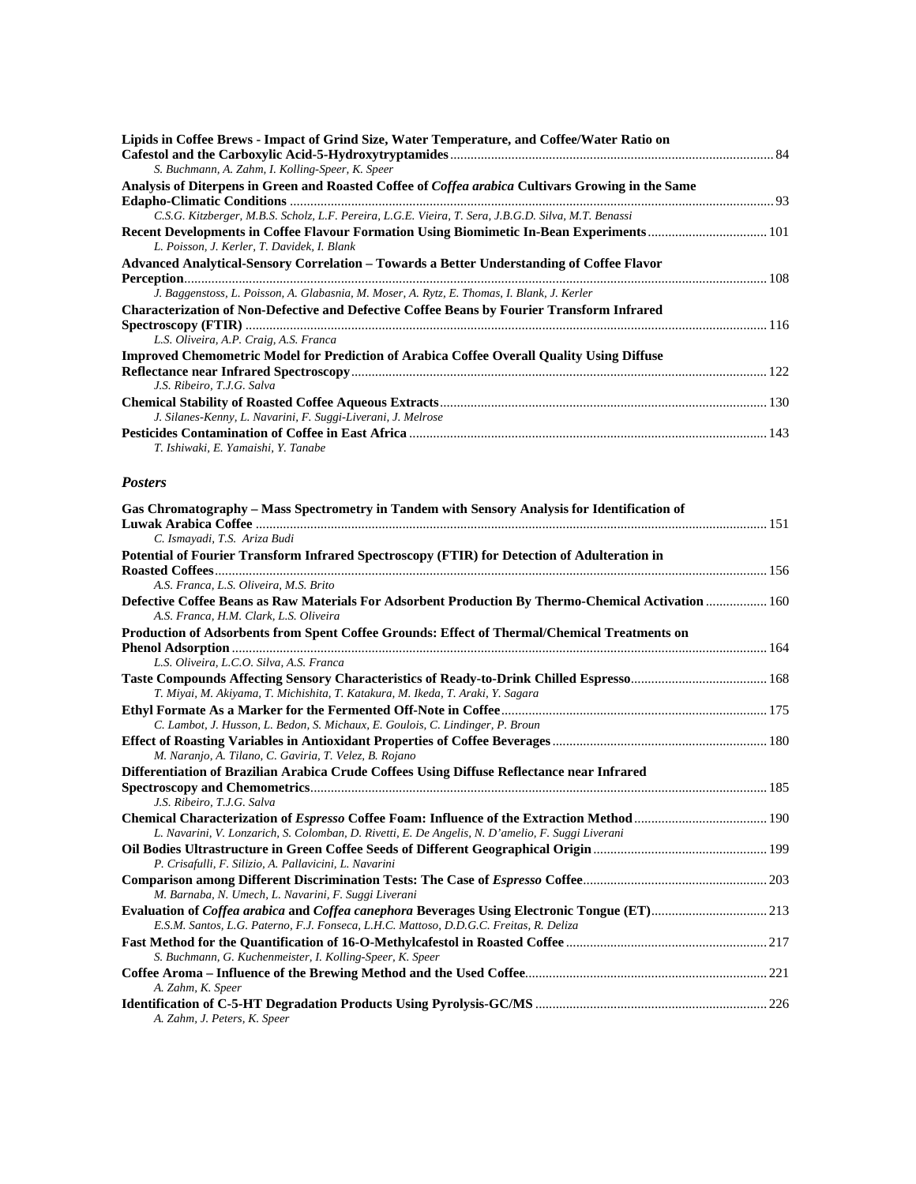**Lipids in Coffee Brews - Impact of Grind Size, Water Temperature, and Coffee/Water Ratio on Cafestol and the Carboxylic Acid-5-Hydroxytryptamides** ............ 84
*S. Buchmann, A. Zahm, I. Kolling-Speer, K. Speer*

**Analysis of Diterpens in Green and Roasted Coffee of *Coffea arabica* Cultivars Growing in the Same Edapho-Climatic Conditions** ............ 93
*C.S.G. Kitzberger, M.B.S. Scholz, L.F. Pereira, L.G.E. Vieira, T. Sera, J.B.G.D. Silva, M.T. Benassi*

**Recent Developments in Coffee Flavour Formation Using Biomimetic In-Bean Experiments** ............ 101
*L. Poisson, J. Kerler, T. Davidek, I. Blank*

**Advanced Analytical-Sensory Correlation – Towards a Better Understanding of Coffee Flavor Perception** ............ 108
*J. Baggenstoss, L. Poisson, A. Glabasnia, M. Moser, A. Rytz, E. Thomas, I. Blank, J. Kerler*

**Characterization of Non-Defective and Defective Coffee Beans by Fourier Transform Infrared Spectroscopy (FTIR)** ............ 116
*L.S. Oliveira, A.P. Craig, A.S. Franca*

**Improved Chemometric Model for Prediction of Arabica Coffee Overall Quality Using Diffuse Reflectance near Infrared Spectroscopy** ............ 122
*J.S. Ribeiro, T.J.G. Salva*

**Chemical Stability of Roasted Coffee Aqueous Extracts** ............ 130
*J. Silanes-Kenny, L. Navarini, F. Suggi-Liverani, J. Melrose*

**Pesticides Contamination of Coffee in East Africa** ............ 143
*T. Ishiwaki, E. Yamaishi, Y. Tanabe*

## *Posters*

**Gas Chromatography – Mass Spectrometry in Tandem with Sensory Analysis for Identification of Luwak Arabica Coffee** ............ 151
*C. Ismayadi, T.S. Ariza Budi*

**Potential of Fourier Transform Infrared Spectroscopy (FTIR) for Detection of Adulteration in Roasted Coffees** ............ 156
*A.S. Franca, L.S. Oliveira, M.S. Brito*

**Defective Coffee Beans as Raw Materials For Adsorbent Production By Thermo-Chemical Activation** ............ 160
*A.S. Franca, H.M. Clark, L.S. Oliveira*

**Production of Adsorbents from Spent Coffee Grounds: Effect of Thermal/Chemical Treatments on Phenol Adsorption** ............ 164
*L.S. Oliveira, L.C.O. Silva, A.S. Franca*

**Taste Compounds Affecting Sensory Characteristics of Ready-to-Drink Chilled Espresso** ............ 168
*T. Miyai, M. Akiyama, T. Michishita, T. Katakura, M. Ikeda, T. Araki, Y. Sagara*

**Ethyl Formate As a Marker for the Fermented Off-Note in Coffee** ............ 175
*C. Lambot, J. Husson, L. Bedon, S. Michaux, E. Goulois, C. Lindinger, P. Broun*

**Effect of Roasting Variables in Antioxidant Properties of Coffee Beverages** ............ 180
*M. Naranjo, A. Tilano, C. Gaviria, T. Velez, B. Rojano*

**Differentiation of Brazilian Arabica Crude Coffees Using Diffuse Reflectance near Infrared Spectroscopy and Chemometrics** ............ 185
*J.S. Ribeiro, T.J.G. Salva*

**Chemical Characterization of *Espresso* Coffee Foam: Influence of the Extraction Method** ............ 190
*L. Navarini, V. Lonzarich, S. Colomban, D. Rivetti, E. De Angelis, N. D'amelio, F. Suggi Liverani*

**Oil Bodies Ultrastructure in Green Coffee Seeds of Different Geographical Origin** ............ 199
*P. Crisafulli, F. Silizio, A. Pallavicini, L. Navarini*

**Comparison among Different Discrimination Tests: The Case of *Espresso* Coffee** ............ 203
*M. Barnaba, N. Umech, L. Navarini, F. Suggi Liverani*

**Evaluation of *Coffea arabica* and *Coffea canephora* Beverages Using Electronic Tongue (ET)** ............ 213
*E.S.M. Santos, L.G. Paterno, F.J. Fonseca, L.H.C. Mattoso, D.D.G.C. Freitas, R. Deliza*

**Fast Method for the Quantification of 16-O-Methylcafestol in Roasted Coffee** ............ 217
*S. Buchmann, G. Kuchenmeister, I. Kolling-Speer, K. Speer*

**Coffee Aroma – Influence of the Brewing Method and the Used Coffee** ............ 221
*A. Zahm, K. Speer*

**Identification of C-5-HT Degradation Products Using Pyrolysis-GC/MS** ............ 226
*A. Zahm, J. Peters, K. Speer*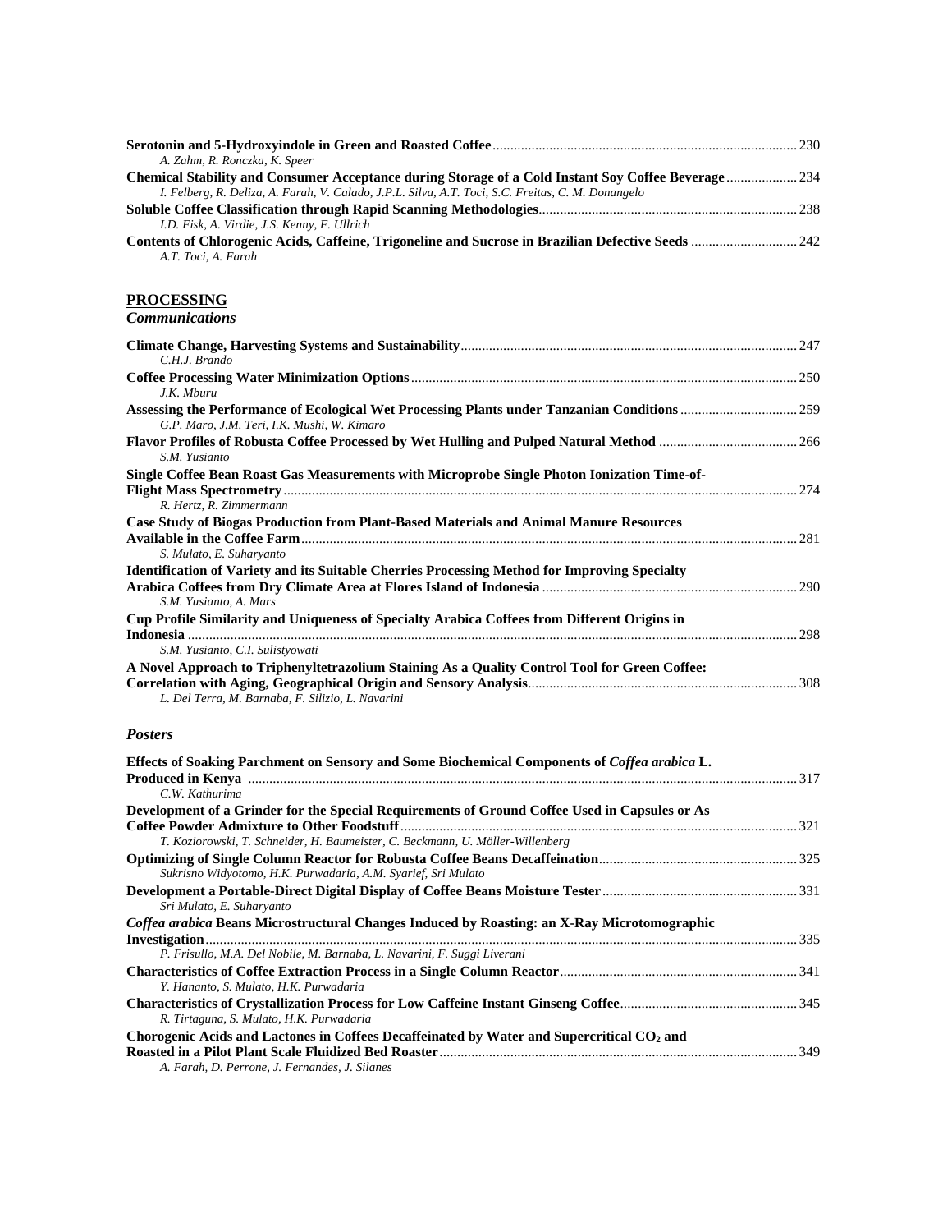**Serotonin and 5-Hydroxyindole in Green and Roasted Coffee** ........ 230
*A. Zahm, R. Ronczka, K. Speer*

**Chemical Stability and Consumer Acceptance during Storage of a Cold Instant Soy Coffee Beverage** ........ 234
*I. Felberg, R. Deliza, A. Farah, V. Calado, J.P.L. Silva, A.T. Toci, S.C. Freitas, C. M. Donangelo*

**Soluble Coffee Classification through Rapid Scanning Methodologies** ........ 238
*I.D. Fisk, A. Virdie, J.S. Kenny, F. Ullrich*

**Contents of Chlorogenic Acids, Caffeine, Trigoneline and Sucrose in Brazilian Defective Seeds** ........ 242
*A.T. Toci, A. Farah*

## PROCESSING

### *Communications*

**Climate Change, Harvesting Systems and Sustainability** ........ 247
*C.H.J. Brando*

**Coffee Processing Water Minimization Options** ........ 250
*J.K. Mburu*

**Assessing the Performance of Ecological Wet Processing Plants under Tanzanian Conditions** ........ 259
*G.P. Maro, J.M. Teri, I.K. Mushi, W. Kimaro*

**Flavor Profiles of Robusta Coffee Processed by Wet Hulling and Pulped Natural Method** ........ 266
*S.M. Yusianto*

**Single Coffee Bean Roast Gas Measurements with Microprobe Single Photon Ionization Time-of-Flight Mass Spectrometry** ........ 274
*R. Hertz, R. Zimmermann*

**Case Study of Biogas Production from Plant-Based Materials and Animal Manure Resources Available in the Coffee Farm** ........ 281
*S. Mulato, E. Suharyanto*

**Identification of Variety and its Suitable Cherries Processing Method for Improving Specialty Arabica Coffees from Dry Climate Area at Flores Island of Indonesia** ........ 290
*S.M. Yusianto, A. Mars*

**Cup Profile Similarity and Uniqueness of Specialty Arabica Coffees from Different Origins in Indonesia** ........ 298
*S.M. Yusianto, C.I. Sulistyowati*

**A Novel Approach to Triphenyltetrazolium Staining As a Quality Control Tool for Green Coffee: Correlation with Aging, Geographical Origin and Sensory Analysis** ........ 308
*L. Del Terra, M. Barnaba, F. Silizio, L. Navarini*

### *Posters*

**Effects of Soaking Parchment on Sensory and Some Biochemical Components of *Coffea arabica* L. Produced in Kenya** ........ 317
*C.W. Kathurima*

**Development of a Grinder for the Special Requirements of Ground Coffee Used in Capsules or As Coffee Powder Admixture to Other Foodstuff** ........ 321
*T. Koziorowski, T. Schneider, H. Baumeister, C. Beckmann, U. Möller-Willenberg*

**Optimizing of Single Column Reactor for Robusta Coffee Beans Decaffeination** ........ 325
*Sukrisno Widyotomo, H.K. Purwadaria, A.M. Syarief, Sri Mulato*

**Development a Portable-Direct Digital Display of Coffee Beans Moisture Tester** ........ 331
*Sri Mulato, E. Suharyanto*

***Coffea arabica* Beans Microstructural Changes Induced by Roasting: an X-Ray Microtomographic Investigation** ........ 335
*P. Frisullo, M.A. Del Nobile, M. Barnaba, L. Navarini, F. Suggi Liverani*

**Characteristics of Coffee Extraction Process in a Single Column Reactor** ........ 341
*Y. Hananto, S. Mulato, H.K. Purwadaria*

**Characteristics of Crystallization Process for Low Caffeine Instant Ginseng Coffee** ........ 345
*R. Tirtaguna, S. Mulato, H.K. Purwadaria*

**Chorogenic Acids and Lactones in Coffees Decaffeinated by Water and Supercritical $CO_2$ and Roasted in a Pilot Plant Scale Fluidized Bed Roaster** ........ 349
*A. Farah, D. Perrone, J. Fernandes, J. Silanes*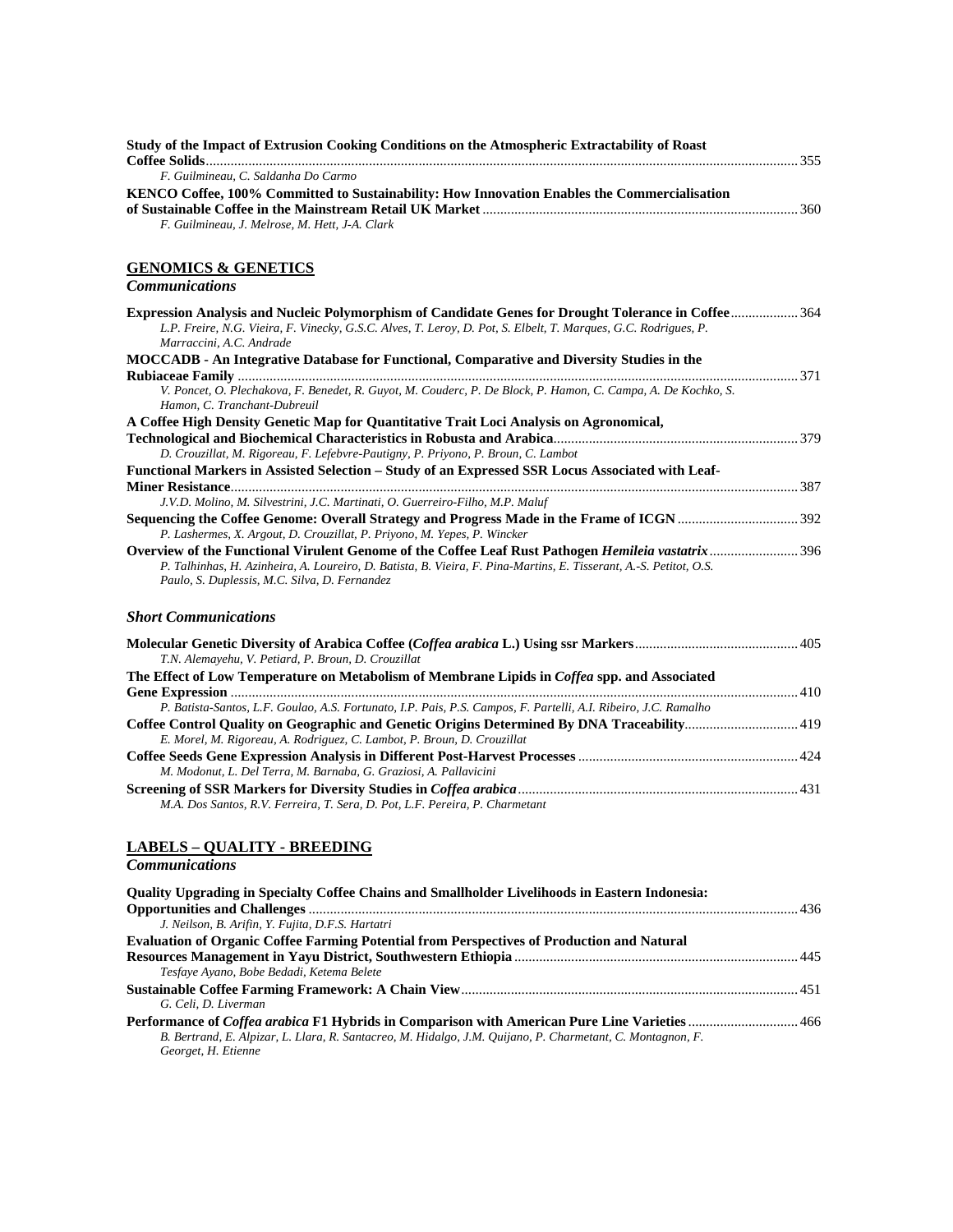**Study of the Impact of Extrusion Cooking Conditions on the Atmospheric Extractability of Roast Coffee Solids** ........ 355
*F. Guilmineau, C. Saldanha Do Carmo*

**KENCO Coffee, 100% Committed to Sustainability: How Innovation Enables the Commercialisation of Sustainable Coffee in the Mainstream Retail UK Market** ........ 360
*F. Guilmineau, J. Melrose, M. Hett, J-A. Clark*

## GENOMICS & GENETICS

### *Communications*

**Expression Analysis and Nucleic Polymorphism of Candidate Genes for Drought Tolerance in Coffee** ........ 364
*L.P. Freire, N.G. Vieira, F. Vinecky, G.S.C. Alves, T. Leroy, D. Pot, S. Elbelt, T. Marques, G.C. Rodrigues, P. Marraccini, A.C. Andrade*

**MOCCADB - An Integrative Database for Functional, Comparative and Diversity Studies in the Rubiaceae Family** ........ 371
*V. Poncet, O. Plechakova, F. Benedet, R. Guyot, M. Couderc, P. De Block, P. Hamon, C. Campa, A. De Kochko, S. Hamon, C. Tranchant-Dubreuil*

**A Coffee High Density Genetic Map for Quantitative Trait Loci Analysis on Agronomical, Technological and Biochemical Characteristics in Robusta and Arabica** ........ 379
*D. Crouzillat, M. Rigoreau, F. Lefebvre-Pautigny, P. Priyono, P. Broun, C. Lambot*

**Functional Markers in Assisted Selection – Study of an Expressed SSR Locus Associated with Leaf-Miner Resistance** ........ 387
*J.V.D. Molino, M. Silvestrini, J.C. Martinati, O. Guerreiro-Filho, M.P. Maluf*

**Sequencing the Coffee Genome: Overall Strategy and Progress Made in the Frame of ICGN** ........ 392
*P. Lashermes, X. Argout, D. Crouzillat, P. Priyono, M. Yepes, P. Wincker*

**Overview of the Functional Virulent Genome of the Coffee Leaf Rust Pathogen *Hemileia vastatrix*** ........ 396
*P. Talhinhas, H. Azinheira, A. Loureiro, D. Batista, B. Vieira, F. Pina-Martins, E. Tisserant, A.-S. Petitot, O.S. Paulo, S. Duplessis, M.C. Silva, D. Fernandez*

### *Short Communications*

**Molecular Genetic Diversity of Arabica Coffee (*Coffea arabica* L.) Using ssr Markers** ........ 405
*T.N. Alemayehu, V. Petiard, P. Broun, D. Crouzillat*

**The Effect of Low Temperature on Metabolism of Membrane Lipids in *Coffea* spp. and Associated Gene Expression** ........ 410
*P. Batista-Santos, L.F. Goulao, A.S. Fortunato, I.P. Pais, P.S. Campos, F. Partelli, A.I. Ribeiro, J.C. Ramalho*

**Coffee Control Quality on Geographic and Genetic Origins Determined By DNA Traceability** ........ 419
*E. Morel, M. Rigoreau, A. Rodriguez, C. Lambot, P. Broun, D. Crouzillat*

**Coffee Seeds Gene Expression Analysis in Different Post-Harvest Processes** ........ 424
*M. Modonut, L. Del Terra, M. Barnaba, G. Graziosi, A. Pallavicini*

**Screening of SSR Markers for Diversity Studies in *Coffea arabica*** ........ 431
*M.A. Dos Santos, R.V. Ferreira, T. Sera, D. Pot, L.F. Pereira, P. Charmetant*

## LABELS – QUALITY - BREEDING

### *Communications*

**Quality Upgrading in Specialty Coffee Chains and Smallholder Livelihoods in Eastern Indonesia: Opportunities and Challenges** ........ 436
*J. Neilson, B. Arifin, Y. Fujita, D.F.S. Hartatri*

**Evaluation of Organic Coffee Farming Potential from Perspectives of Production and Natural Resources Management in Yayu District, Southwestern Ethiopia** ........ 445
*Tesfaye Ayano, Bobe Bedadi, Ketema Belete*

**Sustainable Coffee Farming Framework: A Chain View** ........ 451
*G. Celi, D. Liverman*

**Performance of *Coffea arabica* F1 Hybrids in Comparison with American Pure Line Varieties** ........ 466
*B. Bertrand, E. Alpizar, L. Llara, R. Santacreo, M. Hidalgo, J.M. Quijano, P. Charmetant, C. Montagnon, F. Georget, H. Etienne*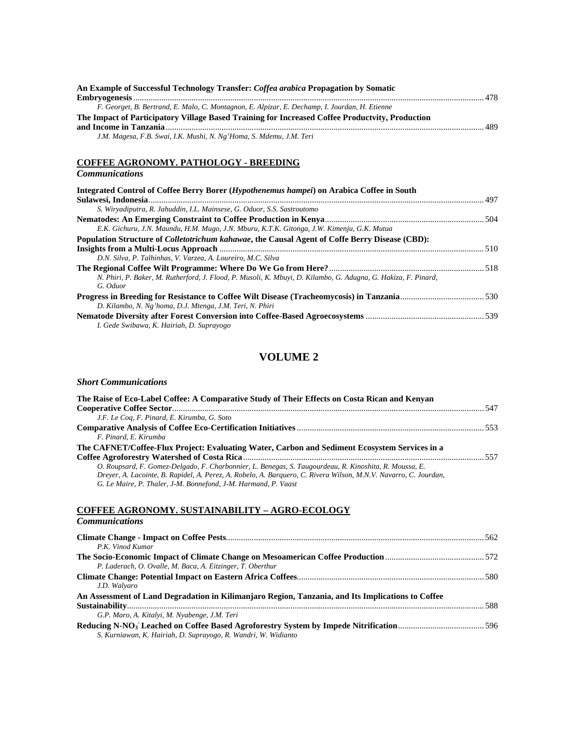**An Example of Successful Technology Transfer: *Coffea arabica* Propagation by Somatic Embryogenesis** ........ 478
*F. Georget, B. Bertrand, E. Malo, C. Montagnon, E. Alpizar, E. Dechamp, I. Jourdan, H. Etienne*

**The Impact of Participatory Village Based Training for Increased Coffee Productvity, Production and Income in Tanzania** ........ 489
*J.M. Magesa, F.B. Swai, I.K. Mushi, N. Ng'Homa, S. Mdemu, J.M. Teri*

## COFFEE AGRONOMY. PATHOLOGY - BREEDING

### *Communications*

**Integrated Control of Coffee Berry Borer (*Hypothenemus hampei*) on Arabica Coffee in South Sulawesi, Indonesia** ........ 497
*S. Wiryadiputra, R. Jahuddin, I.L. Mainsese, G. Oduor, S.S. Sastroutomo*

**Nematodes: An Emerging Constraint to Coffee Production in Kenya** ........ 504
*E.K. Gichuru, J.N. Maundu, H.M. Mugo, J.N. Mburu, K.T.K. Gitonga, J.W. Kimenju, G.K. Mutua*

**Population Structure of *Colletotrichum kahawae*, the Causal Agent of Coffe Berry Disease (CBD): Insights from a Multi-Locus Approach** ........ 510
*D.N. Silva, P. Talhinhas, V. Varzea, A. Loureiro, M.C. Silva*

**The Regional Coffee Wilt Programme: Where Do We Go from Here?** ........ 518
*N. Phiri, P. Baker, M. Rutherford, J. Flood, P. Musoli, K. Mbuyi, D. Kilambo, G. Adugna, G. Hakiza, F. Pinard, G. Oduor*

**Progress in Breeding for Resistance to Coffee Wilt Disease (Tracheomycosis) in Tanzania** ........ 530
*D. Kilambo, N. Ng'homa, D.J. Mtenga, J.M. Teri, N. Phiri*

**Nematode Diversity after Forest Conversion into Coffee-Based Agroecosystems** ........ 539
*I. Gede Swibawa, K. Hairiah, D. Suprayogo*

# VOLUME 2

### *Short Communications*

**The Raise of Eco-Label Coffee: A Comparative Study of Their Effects on Costa Rican and Kenyan Cooperative Coffee Sector** ........ 547
*J.F. Le Coq, F. Pinard, E. Kirumba, G. Soto*

**Comparative Analysis of Coffee Eco-Certification Initiatives** ........ 553
*F. Pinard, E. Kirumba*

**The CAFNET/Coffee-Flux Project: Evaluating Water, Carbon and Sediment Ecosystem Services in a Coffee Agroforestry Watershed of Costa Rica** ........ 557
*O. Roupsard, F. Gomez-Delgado, F. Charbonnier, L. Benegas, S. Taugourdeau, R. Kinoshita, R. Moussa, E. Dreyer, A. Lacointe, B. Rapidel, A. Perez, A. Robelo, A. Barquero, C. Rivera Wilson, M.N.V. Navarro, C. Jourdan, G. Le Maire, P. Thaler, J-M. Bonnefond, J-M. Harmand, P. Vaast*

## COFFEE AGRONOMY. SUSTAINABILITY – AGRO-ECOLOGY

### *Communications*

**Climate Change - Impact on Coffee Pests** ........ 562
*P.K. Vinod Kumar*

**The Socio-Economic Impact of Climate Change on Mesoamerican Coffee Production** ........ 572
*P. Laderach, O. Ovalle, M. Baca, A. Eitzinger, T. Oberthur*

**Climate Change: Potential Impact on Eastern Africa Coffees** ........ 580
*J.D. Walyaro*

**An Assessment of Land Degradation in Kilimanjaro Region, Tanzania, and Its Implications to Coffee Sustainability** ........ 588
*G.P. Maro, A. Kitalyi, M. Nyabenge, J.M. Teri*

**Reducing N-$NO_3^-$ Leached on Coffee Based Agroforestry System by Impede Nitrification** ........ 596
*S. Kurniawan, K. Hairiah, D. Suprayogo, R. Wandri, W. Widianto*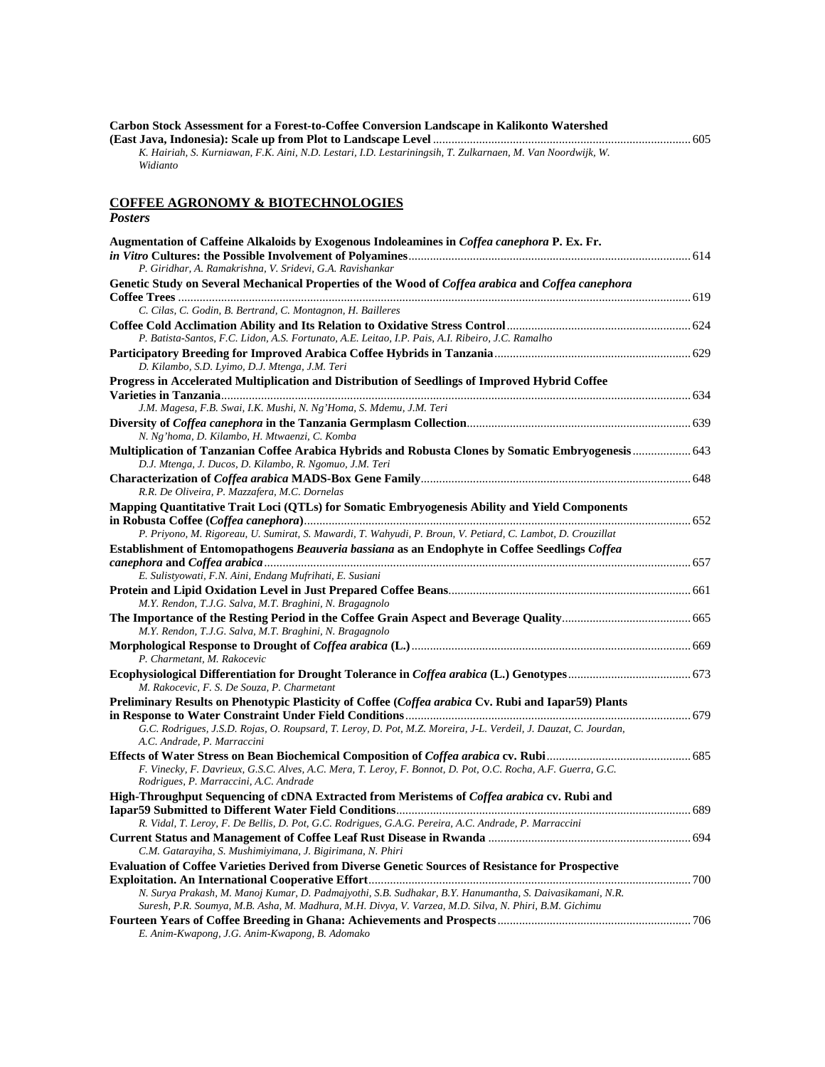**Carbon Stock Assessment for a Forest-to-Coffee Conversion Landscape in Kalikonto Watershed (East Java, Indonesia): Scale up from Plot to Landscape Level** ... 605
*K. Hairiah, S. Kurniawan, F.K. Aini, N.D. Lestari, I.D. Lestariningsih, T. Zulkarnaen, M. Van Noordwijk, W. Widianto*

## COFFEE AGRONOMY & BIOTECHNOLOGIES

***Posters***

**Augmentation of Caffeine Alkaloids by Exogenous Indoleamines in *Coffea canephora* P. Ex. Fr. *in Vitro* Cultures: the Possible Involvement of Polyamines** ... 614
*P. Giridhar, A. Ramakrishna, V. Sridevi, G.A. Ravishankar*

**Genetic Study on Several Mechanical Properties of the Wood of *Coffea arabica* and *Coffea canephora* Coffee Trees** ... 619
*C. Cilas, C. Godin, B. Bertrand, C. Montagnon, H. Bailleres*

**Coffee Cold Acclimation Ability and Its Relation to Oxidative Stress Control** ... 624
*P. Batista-Santos, F.C. Lidon, A.S. Fortunato, A.E. Leitao, I.P. Pais, A.I. Ribeiro, J.C. Ramalho*

**Participatory Breeding for Improved Arabica Coffee Hybrids in Tanzania** ... 629
*D. Kilambo, S.D. Lyimo, D.J. Mtenga, J.M. Teri*

**Progress in Accelerated Multiplication and Distribution of Seedlings of Improved Hybrid Coffee Varieties in Tanzania** ... 634
*J.M. Magesa, F.B. Swai, I.K. Mushi, N. Ng'Homa, S. Mdemu, J.M. Teri*

**Diversity of *Coffea canephora* in the Tanzania Germplasm Collection** ... 639
*N. Ng'homa, D. Kilambo, H. Mtwaenzi, C. Komba*

**Multiplication of Tanzanian Coffee Arabica Hybrids and Robusta Clones by Somatic Embryogenesis** ... 643
*D.J. Mtenga, J. Ducos, D. Kilambo, R. Ngomuo, J.M. Teri*

**Characterization of *Coffea arabica* MADS-Box Gene Family** ... 648
*R.R. De Oliveira, P. Mazzafera, M.C. Dornelas*

**Mapping Quantitative Trait Loci (QTLs) for Somatic Embryogenesis Ability and Yield Components in Robusta Coffee (*Coffea canephora*)** ... 652
*P. Priyono, M. Rigoreau, U. Sumirat, S. Mawardi, T. Wahyudi, P. Broun, V. Petiard, C. Lambot, D. Crouzillat*

**Establishment of Entomopathogens *Beauveria bassiana* as an Endophyte in Coffee Seedlings *Coffea canephora* and *Coffea arabica*** ... 657
*E. Sulistyowati, F.N. Aini, Endang Mufrihati, E. Susiani*

**Protein and Lipid Oxidation Level in Just Prepared Coffee Beans** ... 661
*M.Y. Rendon, T.J.G. Salva, M.T. Braghini, N. Bragagnolo*

**The Importance of the Resting Period in the Coffee Grain Aspect and Beverage Quality** ... 665
*M.Y. Rendon, T.J.G. Salva, M.T. Braghini, N. Bragagnolo*

**Morphological Response to Drought of *Coffea arabica* (L.)** ... 669
*P. Charmetant, M. Rakocevic*

**Ecophysiological Differentiation for Drought Tolerance in *Coffea arabica* (L.) Genotypes** ... 673
*M. Rakocevic, F. S. De Souza, P. Charmetant*

**Preliminary Results on Phenotypic Plasticity of Coffee (*Coffea arabica* Cv. Rubi and Iapar59) Plants in Response to Water Constraint Under Field Conditions** ... 679
*G.C. Rodrigues, J.S.D. Rojas, O. Roupsard, T. Leroy, D. Pot, M.Z. Moreira, J-L. Verdeil, J. Dauzat, C. Jourdan, A.C. Andrade, P. Marraccini*

**Effects of Water Stress on Bean Biochemical Composition of *Coffea arabica* cv. Rubi** ... 685
*F. Vinecky, F. Davrieux, G.S.C. Alves, A.C. Mera, T. Leroy, F. Bonnot, D. Pot, O.C. Rocha, A.F. Guerra, G.C. Rodrigues, P. Marraccini, A.C. Andrade*

**High-Throughput Sequencing of cDNA Extracted from Meristems of *Coffea arabica* cv. Rubi and Iapar59 Submitted to Different Water Field Conditions** ... 689
*R. Vidal, T. Leroy, F. De Bellis, D. Pot, G.C. Rodrigues, G.A.G. Pereira, A.C. Andrade, P. Marraccini*

**Current Status and Management of Coffee Leaf Rust Disease in Rwanda** ... 694
*C.M. Gatarayiha, S. Mushimiyimana, J. Bigirimana, N. Phiri*

**Evaluation of Coffee Varieties Derived from Diverse Genetic Sources of Resistance for Prospective Exploitation. An International Cooperative Effort** ... 700
*N. Surya Prakash, M. Manoj Kumar, D. Padmajyothi, S.B. Sudhakar, B.Y. Hanumantha, S. Daivasikamani, N.R. Suresh, P.R. Soumya, M.B. Asha, M. Madhura, M.H. Divya, V. Varzea, M.D. Silva, N. Phiri, B.M. Gichimu*

**Fourteen Years of Coffee Breeding in Ghana: Achievements and Prospects** ... 706
*E. Anim-Kwapong, J.G. Anim-Kwapong, B. Adomako*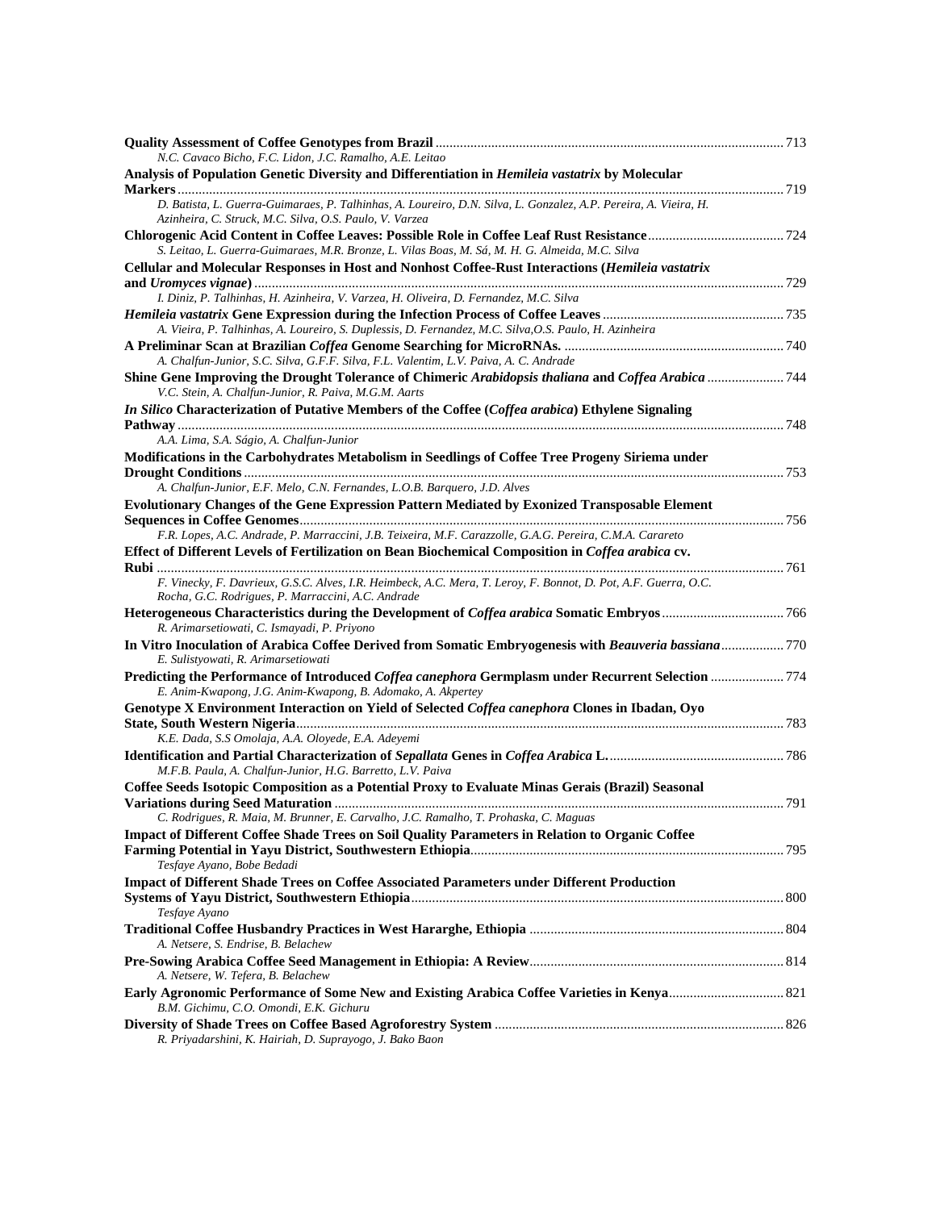**Quality Assessment of Coffee Genotypes from Brazil** ... 713
*N.C. Cavaco Bicho, F.C. Lidon, J.C. Ramalho, A.E. Leitao*

**Analysis of Population Genetic Diversity and Differentiation in *Hemileia vastatrix* by Molecular Markers** ... 719
*D. Batista, L. Guerra-Guimaraes, P. Talhinhas, A. Loureiro, D.N. Silva, L. Gonzalez, A.P. Pereira, A. Vieira, H. Azinheira, C. Struck, M.C. Silva, O.S. Paulo, V. Varzea*

**Chlorogenic Acid Content in Coffee Leaves: Possible Role in Coffee Leaf Rust Resistance** ... 724
*S. Leitao, L. Guerra-Guimaraes, M.R. Bronze, L. Vilas Boas, M. Sá, M. H. G. Almeida, M.C. Silva*

**Cellular and Molecular Responses in Host and Nonhost Coffee-Rust Interactions (*Hemileia vastatrix* and *Uromyces vignae*)** ... 729
*I. Diniz, P. Talhinhas, H. Azinheira, V. Varzea, H. Oliveira, D. Fernandez, M.C. Silva*

***Hemileia vastatrix* Gene Expression during the Infection Process of Coffee Leaves** ... 735
*A. Vieira, P. Talhinhas, A. Loureiro, S. Duplessis, D. Fernandez, M.C. Silva,O.S. Paulo, H. Azinheira*

**A Preliminar Scan at Brazilian *Coffea* Genome Searching for MicroRNAs.** ... 740
*A. Chalfun-Junior, S.C. Silva, G.F.F. Silva, F.L. Valentim, L.V. Paiva, A. C. Andrade*

**Shine Gene Improving the Drought Tolerance of Chimeric *Arabidopsis thaliana* and *Coffea Arabica*** ... 744
*V.C. Stein, A. Chalfun-Junior, R. Paiva, M.G.M. Aarts*

***In Silico* Characterization of Putative Members of the Coffee (*Coffea arabica*) Ethylene Signaling Pathway** ... 748
*A.A. Lima, S.A. Ságio, A. Chalfun-Junior*

**Modifications in the Carbohydrates Metabolism in Seedlings of Coffee Tree Progeny Siriema under Drought Conditions** ... 753
*A. Chalfun-Junior, E.F. Melo, C.N. Fernandes, L.O.B. Barquero, J.D. Alves*

**Evolutionary Changes of the Gene Expression Pattern Mediated by Exonized Transposable Element Sequences in Coffee Genomes** ... 756
*F.R. Lopes, A.C. Andrade, P. Marraccini, J.B. Teixeira, M.F. Carazzolle, G.A.G. Pereira, C.M.A. Carareto*

**Effect of Different Levels of Fertilization on Bean Biochemical Composition in *Coffea arabica* cv. Rubi** ... 761
*F. Vinecky, F. Davrieux, G.S.C. Alves, I.R. Heimbeck, A.C. Mera, T. Leroy, F. Bonnot, D. Pot, A.F. Guerra, O.C. Rocha, G.C. Rodrigues, P. Marraccini, A.C. Andrade*

**Heterogeneous Characteristics during the Development of *Coffea arabica* Somatic Embryos** ... 766
*R. Arimarsetiowati, C. Ismayadi, P. Priyono*

**In Vitro Inoculation of Arabica Coffee Derived from Somatic Embryogenesis with *Beauveria bassiana*** ... 770
*E. Sulistyowati, R. Arimarsetiowati*

**Predicting the Performance of Introduced *Coffea canephora* Germplasm under Recurrent Selection** ... 774
*E. Anim-Kwapong, J.G. Anim-Kwapong, B. Adomako, A. Akpertey*

**Genotype X Environment Interaction on Yield of Selected *Coffea canephora* Clones in Ibadan, Oyo State, South Western Nigeria** ... 783
*K.E. Dada, S.S Omolaja, A.A. Oloyede, E.A. Adeyemi*

**Identification and Partial Characterization of *Sepallata* Genes in *Coffea Arabica* L.** ... 786
*M.F.B. Paula, A. Chalfun-Junior, H.G. Barretto, L.V. Paiva*

**Coffee Seeds Isotopic Composition as a Potential Proxy to Evaluate Minas Gerais (Brazil) Seasonal Variations during Seed Maturation** ... 791
*C. Rodrigues, R. Maia, M. Brunner, E. Carvalho, J.C. Ramalho, T. Prohaska, C. Maguas*

**Impact of Different Coffee Shade Trees on Soil Quality Parameters in Relation to Organic Coffee Farming Potential in Yayu District, Southwestern Ethiopia** ... 795
*Tesfaye Ayano, Bobe Bedadi*

**Impact of Different Shade Trees on Coffee Associated Parameters under Different Production Systems of Yayu District, Southwestern Ethiopia** ... 800
*Tesfaye Ayano*

**Traditional Coffee Husbandry Practices in West Hararghe, Ethiopia** ... 804
*A. Netsere, S. Endrise, B. Belachew*

**Pre-Sowing Arabica Coffee Seed Management in Ethiopia: A Review** ... 814
*A. Netsere, W. Tefera, B. Belachew*

**Early Agronomic Performance of Some New and Existing Arabica Coffee Varieties in Kenya** ... 821
*B.M. Gichimu, C.O. Omondi, E.K. Gichuru*

**Diversity of Shade Trees on Coffee Based Agroforestry System** ... 826
*R. Priyadarshini, K. Hairiah, D. Suprayogo, J. Bako Baon*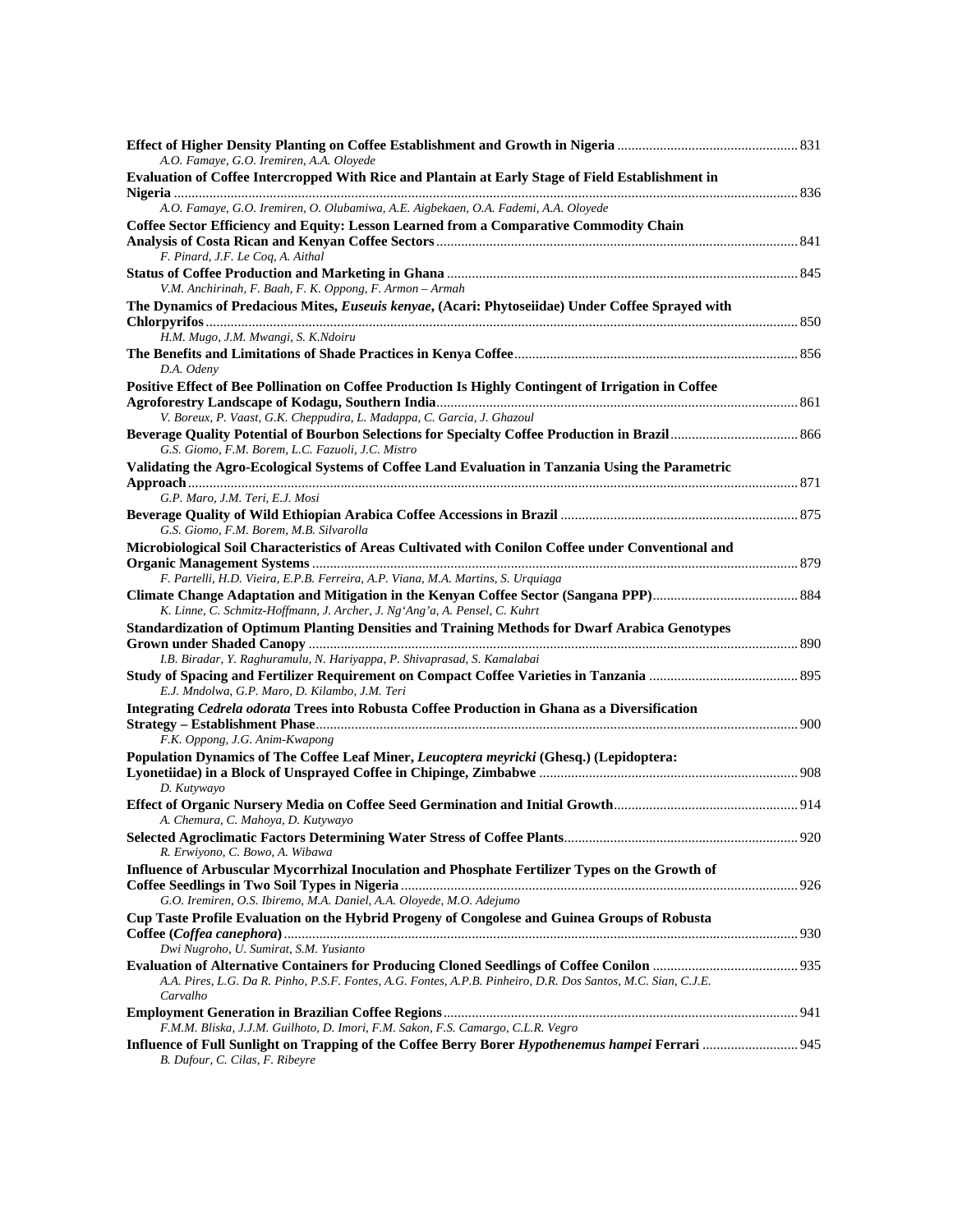**Effect of Higher Density Planting on Coffee Establishment and Growth in Nigeria** .................................................. 831
*A.O. Famaye, G.O. Iremiren, A.A. Oloyede*

**Evaluation of Coffee Intercropped With Rice and Plantain at Early Stage of Field Establishment in Nigeria** ................................................................................................................................................................ 836
*A.O. Famaye, G.O. Iremiren, O. Olubamiwa, A.E. Aigbekaen, O.A. Fademi, A.A. Oloyede*

**Coffee Sector Efficiency and Equity: Lesson Learned from a Comparative Commodity Chain Analysis of Costa Rican and Kenyan Coffee Sectors** ..................................................................................................... 841
*F. Pinard, J.F. Le Coq, A. Aithal*

**Status of Coffee Production and Marketing in Ghana** .................................................................................................. 845
*V.M. Anchirinah, F. Baah, F. K. Oppong, F. Armon – Armah*

**The Dynamics of Predacious Mites, *Euseuis kenyae*, (Acari: Phytoseiidae) Under Coffee Sprayed with Chlorpyrifos** ......................................................................................................................................................... 850
*H.M. Mugo, J.M. Mwangi, S. K.Ndoiru*

**The Benefits and Limitations of Shade Practices in Kenya Coffee** ............................................................................... 856
*D.A. Odeny*

**Positive Effect of Bee Pollination on Coffee Production Is Highly Contingent of Irrigation in Coffee Agroforestry Landscape of Kodagu, Southern India** ..................................................................................................... 861
*V. Boreux, P. Vaast, G.K. Cheppudira, L. Madappa, C. Garcia, J. Ghazoul*

**Beverage Quality Potential of Bourbon Selections for Specialty Coffee Production in Brazil** .................................... 866
*G.S. Giomo, F.M. Borem, L.C. Fazuoli, J.C. Mistro*

**Validating the Agro-Ecological Systems of Coffee Land Evaluation in Tanzania Using the Parametric Approach** ........................................................................................................................................................... 871
*G.P. Maro, J.M. Teri, E.J. Mosi*

**Beverage Quality of Wild Ethiopian Arabica Coffee Accessions in Brazil** .................................................................. 875
*G.S. Giomo, F.M. Borem, M.B. Silvarolla*

**Microbiological Soil Characteristics of Areas Cultivated with Conilon Coffee under Conventional and Organic Management Systems** ........................................................................................................................................ 879
*F. Partelli, H.D. Vieira, E.P.B. Ferreira, A.P. Viana, M.A. Martins, S. Urquiaga*

**Climate Change Adaptation and Mitigation in the Kenyan Coffee Sector (Sangana PPP)** ........................................ 884
*K. Linne, C. Schmitz-Hoffmann, J. Archer, J. Ng'Ang'a, A. Pensel, C. Kuhrt*

**Standardization of Optimum Planting Densities and Training Methods for Dwarf Arabica Genotypes Grown under Shaded Canopy** ......................................................................................................................................... 890
*I.B. Biradar, Y. Raghuramulu, N. Hariyappa, P. Shivaprasad, S. Kamalabai*

**Study of Spacing and Fertilizer Requirement on Compact Coffee Varieties in Tanzania** .......................................... 895
*E.J. Mndolwa, G.P. Maro, D. Kilambo, J.M. Teri*

**Integrating *Cedrela odorata* Trees into Robusta Coffee Production in Ghana as a Diversification Strategy – Establishment Phase** ...................................................................................................................................... 900
*F.K. Oppong, J.G. Anim-Kwapong*

**Population Dynamics of The Coffee Leaf Miner, *Leucoptera meyricki* (Ghesq.) (Lepidoptera: Lyonetiidae) in a Block of Unsprayed Coffee in Chipinge, Zimbabwe** ........................................................................ 908
*D. Kutywayo*

**Effect of Organic Nursery Media on Coffee Seed Germination and Initial Growth** ................................................... 914
*A. Chemura, C. Mahoya, D. Kutywayo*

**Selected Agroclimatic Factors Determining Water Stress of Coffee Plants** ................................................................. 920
*R. Erwiyono, C. Bowo, A. Wibawa*

**Influence of Arbuscular Mycorrhizal Inoculation and Phosphate Fertilizer Types on the Growth of Coffee Seedlings in Two Soil Types in Nigeria** ............................................................................................................... 926
*G.O. Iremiren, O.S. Ibiremo, M.A. Daniel, A.A. Oloyede, M.O. Adejumo*

**Cup Taste Profile Evaluation on the Hybrid Progeny of Congolese and Guinea Groups of Robusta Coffee (*Coffea canephora*)** ............................................................................................................................................... 930
*Dwi Nugroho, U. Sumirat, S.M. Yusianto*

**Evaluation of Alternative Containers for Producing Cloned Seedlings of Coffee Conilon** ......................................... 935
*A.A. Pires, L.G. Da R. Pinho, P.S.F. Fontes, A.G. Fontes, A.P.B. Pinheiro, D.R. Dos Santos, M.C. Sian, C.J.E. Carvalho*

**Employment Generation in Brazilian Coffee Regions** ................................................................................................... 941
*F.M.M. Bliska, J.J.M. Guilhoto, D. Imori, F.M. Sakon, F.S. Camargo, C.L.R. Vegro*

**Influence of Full Sunlight on Trapping of the Coffee Berry Borer *Hypothenemus hampei* Ferrari** ........................... 945
*B. Dufour, C. Cilas, F. Ribeyre*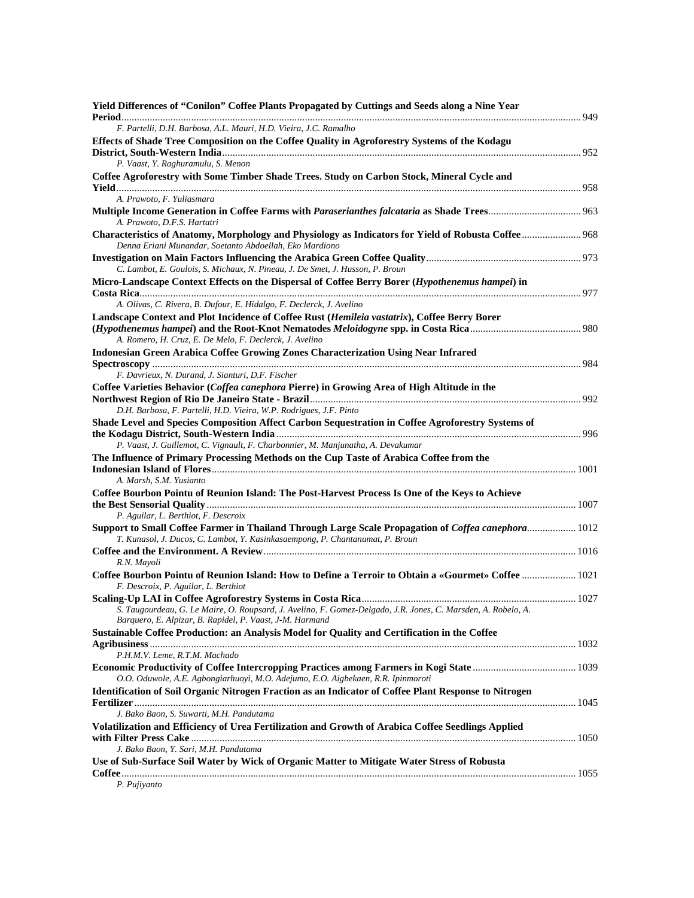**Yield Differences of "Conilon" Coffee Plants Propagated by Cuttings and Seeds along a Nine Year Period** ........ 949
*F. Partelli, D.H. Barbosa, A.L. Mauri, H.D. Vieira, J.C. Ramalho*

**Effects of Shade Tree Composition on the Coffee Quality in Agroforestry Systems of the Kodagu District, South-Western India** ........ 952
*P. Vaast, Y. Raghuramulu, S. Menon*

**Coffee Agroforestry with Some Timber Shade Trees. Study on Carbon Stock, Mineral Cycle and Yield** ........ 958
*A. Prawoto, F. Yuliasmara*

**Multiple Income Generation in Coffee Farms with *Paraserianthes falcataria* as Shade Trees** ........ 963
*A. Prawoto, D.F.S. Hartatri*

**Characteristics of Anatomy, Morphology and Physiology as Indicators for Yield of Robusta Coffee** ........ 968
*Denna Eriani Munandar, Soetanto Abdoellah, Eko Mardiono*

**Investigation on Main Factors Influencing the Arabica Green Coffee Quality** ........ 973
*C. Lambot, E. Goulois, S. Michaux, N. Pineau, J. De Smet, J. Husson, P. Broun*

**Micro-Landscape Context Effects on the Dispersal of Coffee Berry Borer (*Hypothenemus hampei*) in Costa Rica** ........ 977
*A. Olivas, C. Rivera, B. Dufour, E. Hidalgo, F. Declerck, J. Avelino*

**Landscape Context and Plot Incidence of Coffee Rust (*Hemileia vastatrix*), Coffee Berry Borer (*Hypothenemus hampei*) and the Root-Knot Nematodes *Meloidogyne* spp. in Costa Rica** ........ 980
*A. Romero, H. Cruz, E. De Melo, F. Declerck, J. Avelino*

**Indonesian Green Arabica Coffee Growing Zones Characterization Using Near Infrared Spectroscopy** ........ 984
*F. Davrieux, N. Durand, J. Sianturi, D.F. Fischer*

**Coffee Varieties Behavior (*Coffea canephora* Pierre) in Growing Area of High Altitude in the Northwest Region of Rio De Janeiro State - Brazil** ........ 992
*D.H. Barbosa, F. Partelli, H.D. Vieira, W.P. Rodrigues, J.F. Pinto*

**Shade Level and Species Composition Affect Carbon Sequestration in Coffee Agroforestry Systems of the Kodagu District, South-Western India** ........ 996
*P. Vaast, J. Guillemot, C. Vignault, F. Charbonnier, M. Manjunatha, A. Devakumar*

**The Influence of Primary Processing Methods on the Cup Taste of Arabica Coffee from the Indonesian Island of Flores** ........ 1001
*A. Marsh, S.M. Yusianto*

**Coffee Bourbon Pointu of Reunion Island: The Post-Harvest Process Is One of the Keys to Achieve the Best Sensorial Quality** ........ 1007
*P. Aguilar, L. Berthiot, F. Descroix*

**Support to Small Coffee Farmer in Thailand Through Large Scale Propagation of *Coffea canephora*** ........ 1012
*T. Kunasol, J. Ducos, C. Lambot, Y. Kasinkasaempong, P. Chantanumat, P. Broun*

**Coffee and the Environment. A Review** ........ 1016
*R.N. Mayoli*

**Coffee Bourbon Pointu of Reunion Island: How to Define a Terroir to Obtain a «Gourmet» Coffee** ........ 1021
*F. Descroix, P. Aguilar, L. Berthiot*

**Scaling-Up LAI in Coffee Agroforestry Systems in Costa Rica** ........ 1027
*S. Taugourdeau, G. Le Maire, O. Roupsard, J. Avelino, F. Gomez-Delgado, J.R. Jones, C. Marsden, A. Robelo, A. Barquero, E. Alpizar, B. Rapidel, P. Vaast, J-M. Harmand*

**Sustainable Coffee Production: an Analysis Model for Quality and Certification in the Coffee Agribusiness** ........ 1032
*P.H.M.V. Leme, R.T.M. Machado*

**Economic Productivity of Coffee Intercropping Practices among Farmers in Kogi State** ........ 1039
*O.O. Oduwole, A.E. Agbongiarhuoyi, M.O. Adejumo, E.O. Aigbekaen, R.R. Ipinmoroti*

**Identification of Soil Organic Nitrogen Fraction as an Indicator of Coffee Plant Response to Nitrogen Fertilizer** ........ 1045
*J. Bako Baon, S. Suwarti, M.H. Pandutama*

**Volatilization and Efficiency of Urea Fertilization and Growth of Arabica Coffee Seedlings Applied with Filter Press Cake** ........ 1050
*J. Bako Baon, Y. Sari, M.H. Pandutama*

**Use of Sub-Surface Soil Water by Wick of Organic Matter to Mitigate Water Stress of Robusta Coffee** ........ 1055
*P. Pujiyanto*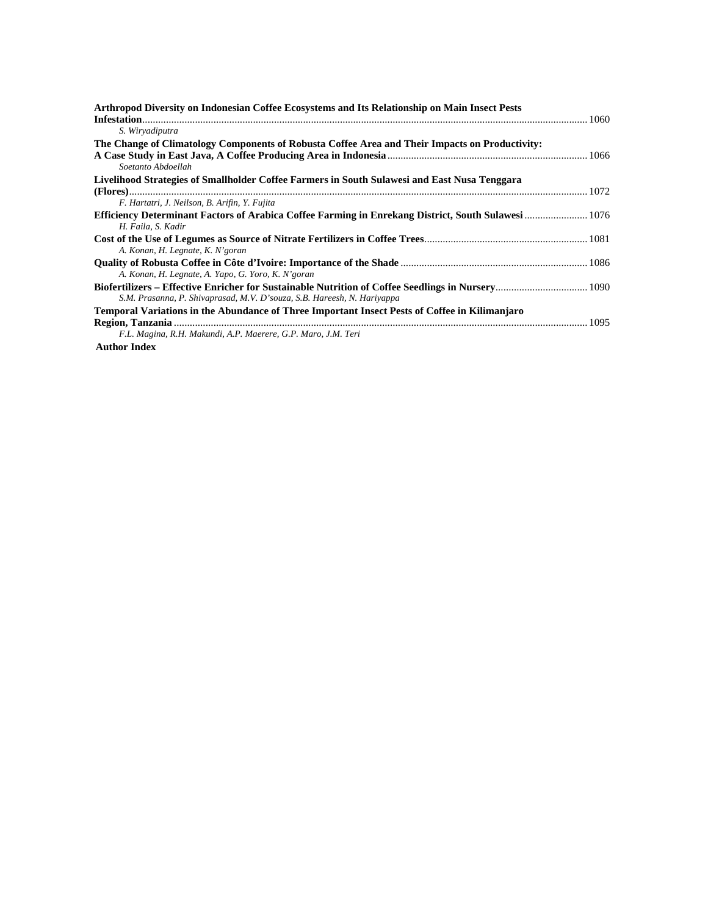**Arthropod Diversity on Indonesian Coffee Ecosystems and Its Relationship on Main Insect Pests Infestation** ........................................................................................................ 1060
*S. Wiryadiputra*

**The Change of Climatology Components of Robusta Coffee Area and Their Impacts on Productivity: A Case Study in East Java, A Coffee Producing Area in Indonesia** ........................................ 1066
*Soetanto Abdoellah*

**Livelihood Strategies of Smallholder Coffee Farmers in South Sulawesi and East Nusa Tenggara (Flores)** ........................................................................................................ 1072
*F. Hartatri, J. Neilson, B. Arifin, Y. Fujita*

**Efficiency Determinant Factors of Arabica Coffee Farming in Enrekang District, South Sulawesi** ........................ 1076
*H. Faila, S. Kadir*

**Cost of the Use of Legumes as Source of Nitrate Fertilizers in Coffee Trees** ........................................ 1081
*A. Konan, H. Legnate, K. N'goran*

**Quality of Robusta Coffee in Côte d'Ivoire: Importance of the Shade** ........................................ 1086
*A. Konan, H. Legnate, A. Yapo, G. Yoro, K. N'goran*

**Biofertilizers – Effective Enricher for Sustainable Nutrition of Coffee Seedlings in Nursery** ........................ 1090
*S.M. Prasanna, P. Shivaprasad, M.V. D'souza, S.B. Hareesh, N. Hariyappa*

**Temporal Variations in the Abundance of Three Important Insect Pests of Coffee in Kilimanjaro Region, Tanzania** ........................................................................................................ 1095
*F.L. Magina, R.H. Makundi, A.P. Maerere, G.P. Maro, J.M. Teri*

**Author Index**